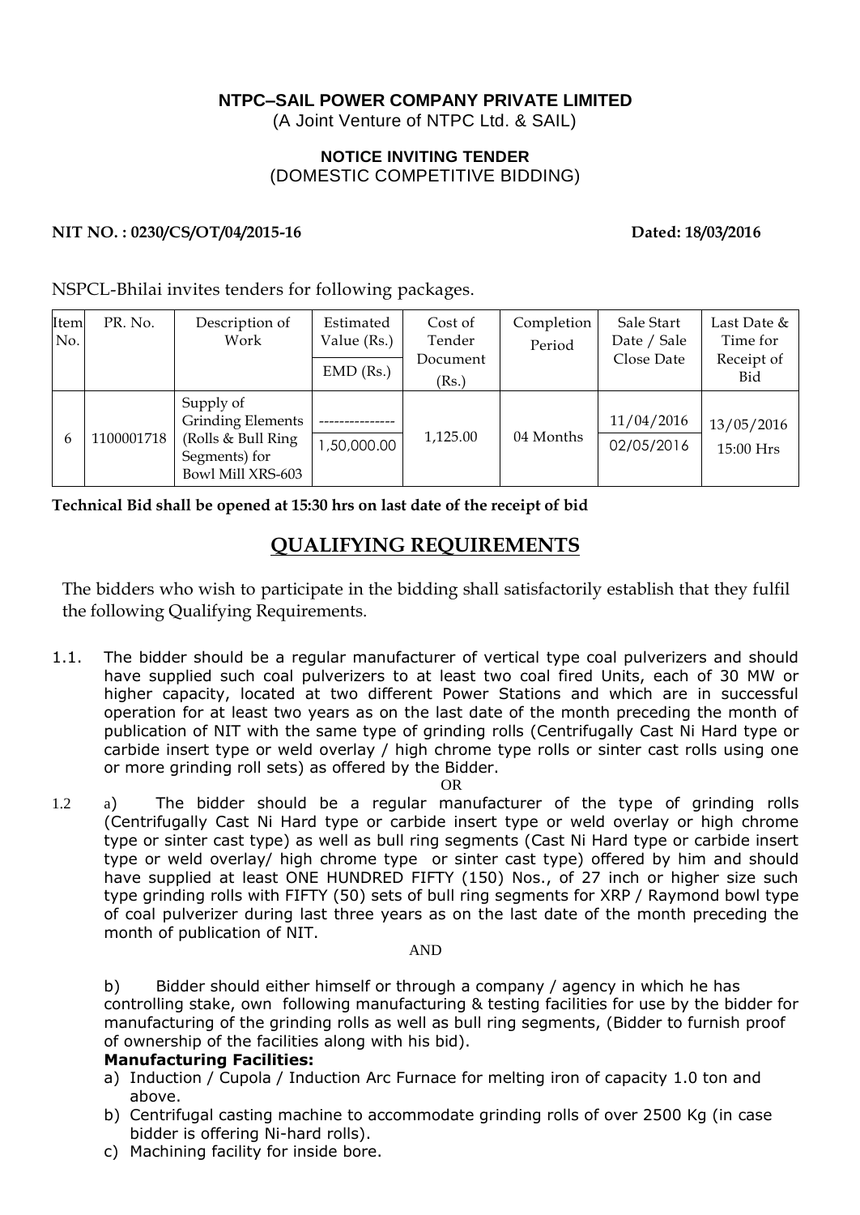**NTPC–SAIL POWER COMPANY PRIVATE LIMITED**
(A Joint Venture of NTPC Ltd. & SAIL)

**NOTICE INVITING TENDER**
(DOMESTIC COMPETITIVE BIDDING)

**NIT NO. : 0230/CS/OT/04/2015-16** **Dated: 18/03/2016**

NSPCL-Bhilai invites tenders for following packages.

| Item No. | PR. No. | Description of Work | Estimated Value (Rs.) / EMD (Rs.) | Cost of Tender Document (Rs.) | Completion Period | Sale Start Date / Sale Close Date | Last Date & Time for Receipt of Bid |
|---|---|---|---|---|---|---|---|
| 6 | 1100001718 | Supply of Grinding Elements (Rolls & Bull Ring Segments) for Bowl Mill XRS-603 | --------------- / 1,50,000.00 | 1,125.00 | 04 Months | 11/04/2016 / 02/05/2016 | 13/05/2016 15:00 Hrs |

**Technical Bid shall be opened at 15:30 hrs on last date of the receipt of bid**

## QUALIFYING REQUIREMENTS

The bidders who wish to participate in the bidding shall satisfactorily establish that they fulfil the following Qualifying Requirements.

1.1. The bidder should be a regular manufacturer of vertical type coal pulverizers and should have supplied such coal pulverizers to at least two coal fired Units, each of 30 MW or higher capacity, located at two different Power Stations and which are in successful operation for at least two years as on the last date of the month preceding the month of publication of NIT with the same type of grinding rolls (Centrifugally Cast Ni Hard type or carbide insert type or weld overlay / high chrome type rolls or sinter cast rolls using one or more grinding roll sets) as offered by the Bidder.

OR

1.2 a) The bidder should be a regular manufacturer of the type of grinding rolls (Centrifugally Cast Ni Hard type or carbide insert type or weld overlay or high chrome type or sinter cast type) as well as bull ring segments (Cast Ni Hard type or carbide insert type or weld overlay/ high chrome type or sinter cast type) offered by him and should have supplied at least ONE HUNDRED FIFTY (150) Nos., of 27 inch or higher size such type grinding rolls with FIFTY (50) sets of bull ring segments for XRP / Raymond bowl type of coal pulverizer during last three years as on the last date of the month preceding the month of publication of NIT.

AND

b) Bidder should either himself or through a company / agency in which he has controlling stake, own following manufacturing & testing facilities for use by the bidder for manufacturing of the grinding rolls as well as bull ring segments, (Bidder to furnish proof of ownership of the facilities along with his bid).

**Manufacturing Facilities:**

a) Induction / Cupola / Induction Arc Furnace for melting iron of capacity 1.0 ton and above.
b) Centrifugal casting machine to accommodate grinding rolls of over 2500 Kg (in case bidder is offering Ni-hard rolls).
c) Machining facility for inside bore.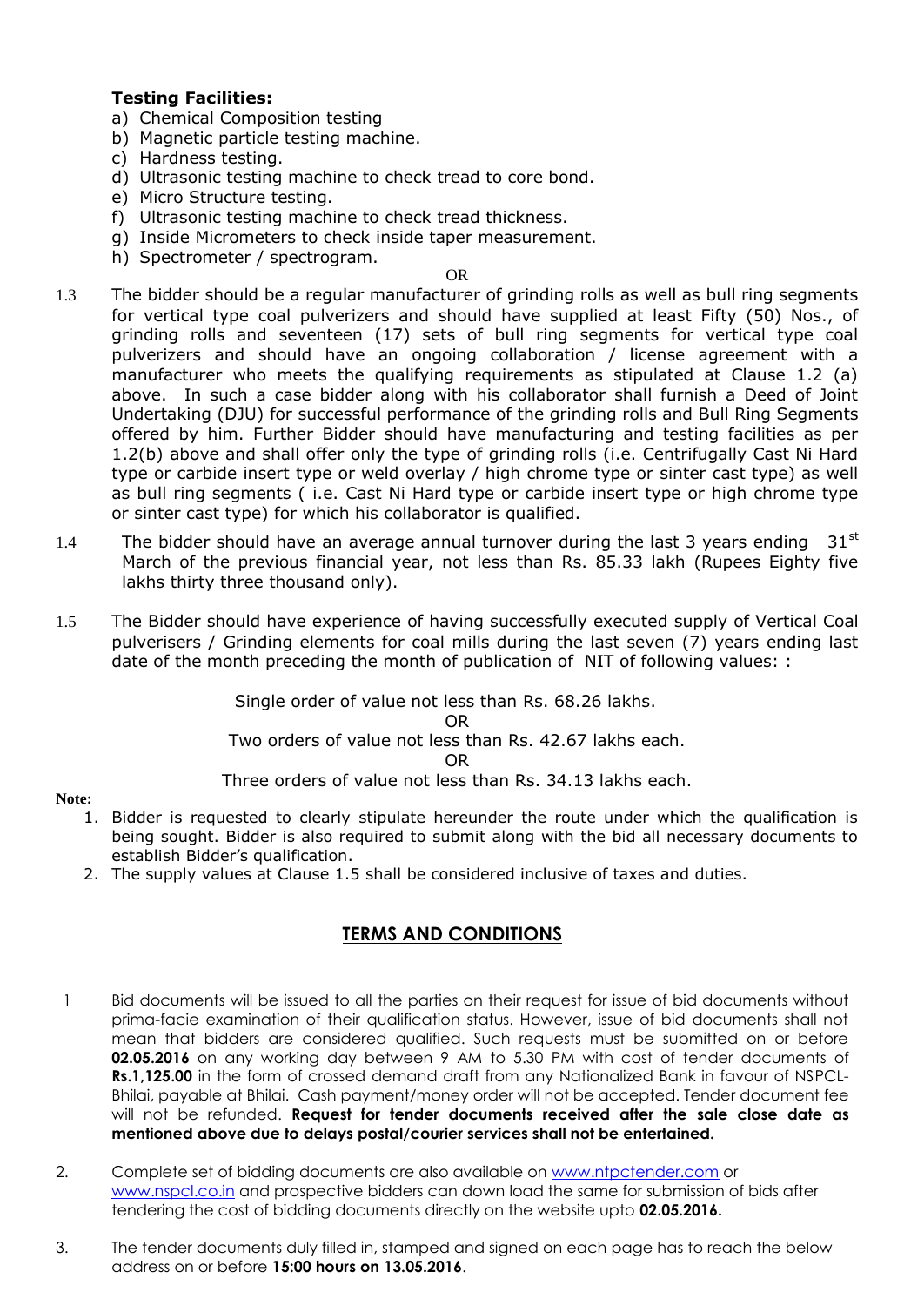**Testing Facilities:**

a) Chemical Composition testing
b) Magnetic particle testing machine.
c) Hardness testing.
d) Ultrasonic testing machine to check tread to core bond.
e) Micro Structure testing.
f) Ultrasonic testing machine to check tread thickness.
g) Inside Micrometers to check inside taper measurement.
h) Spectrometer / spectrogram.

OR

1.3 The bidder should be a regular manufacturer of grinding rolls as well as bull ring segments for vertical type coal pulverizers and should have supplied at least Fifty (50) Nos., of grinding rolls and seventeen (17) sets of bull ring segments for vertical type coal pulverizers and should have an ongoing collaboration / license agreement with a manufacturer who meets the qualifying requirements as stipulated at Clause 1.2 (a) above. In such a case bidder along with his collaborator shall furnish a Deed of Joint Undertaking (DJU) for successful performance of the grinding rolls and Bull Ring Segments offered by him. Further Bidder should have manufacturing and testing facilities as per 1.2(b) above and shall offer only the type of grinding rolls (i.e. Centrifugally Cast Ni Hard type or carbide insert type or weld overlay / high chrome type or sinter cast type) as well as bull ring segments ( i.e. Cast Ni Hard type or carbide insert type or high chrome type or sinter cast type) for which his collaborator is qualified.

1.4 The bidder should have an average annual turnover during the last 3 years ending 31st March of the previous financial year, not less than Rs. 85.33 lakh (Rupees Eighty five lakhs thirty three thousand only).

1.5 The Bidder should have experience of having successfully executed supply of Vertical Coal pulverisers / Grinding elements for coal mills during the last seven (7) years ending last date of the month preceding the month of publication of NIT of following values: :

Single order of value not less than Rs. 68.26 lakhs.

OR

Two orders of value not less than Rs. 42.67 lakhs each.

OR

Three orders of value not less than Rs. 34.13 lakhs each.

**Note:**

1. Bidder is requested to clearly stipulate hereunder the route under which the qualification is being sought. Bidder is also required to submit along with the bid all necessary documents to establish Bidder's qualification.
2. The supply values at Clause 1.5 shall be considered inclusive of taxes and duties.

## TERMS AND CONDITIONS

1. Bid documents will be issued to all the parties on their request for issue of bid documents without prima-facie examination of their qualification status. However, issue of bid documents shall not mean that bidders are considered qualified. Such requests must be submitted on or before **02.05.2016** on any working day between 9 AM to 5.30 PM with cost of tender documents of **Rs.1,125.00** in the form of crossed demand draft from any Nationalized Bank in favour of NSPCL-Bhilai, payable at Bhilai. Cash payment/money order will not be accepted. Tender document fee will not be refunded. **Request for tender documents received after the sale close date as mentioned above due to delays postal/courier services shall not be entertained.**

2. Complete set of bidding documents are also available on www.ntpctender.com or www.nspcl.co.in and prospective bidders can down load the same for submission of bids after tendering the cost of bidding documents directly on the website upto **02.05.2016.**

3. The tender documents duly filled in, stamped and signed on each page has to reach the below address on or before **15:00 hours on 13.05.2016**.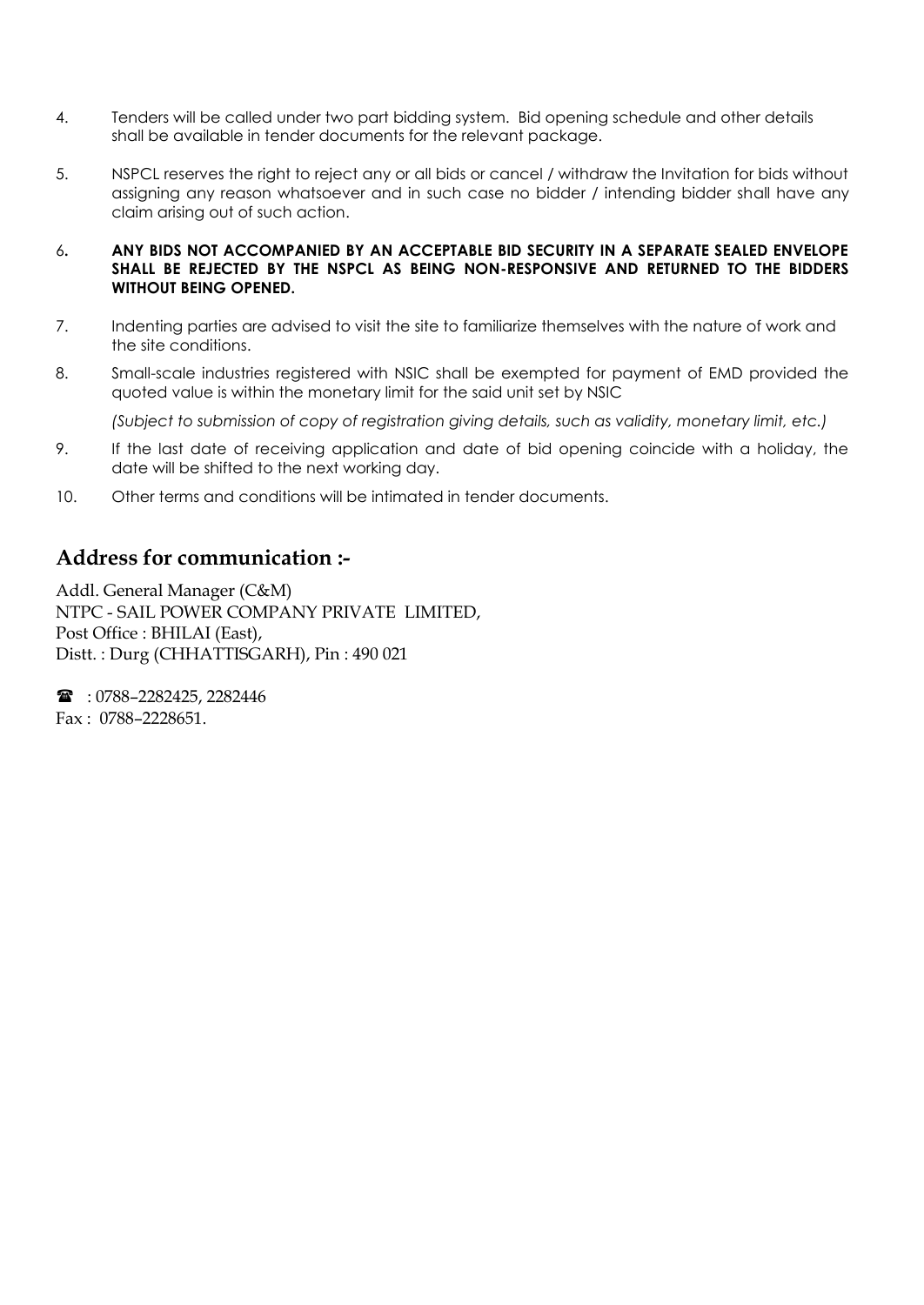4. Tenders will be called under two part bidding system. Bid opening schedule and other details shall be available in tender documents for the relevant package.

5. NSPCL reserves the right to reject any or all bids or cancel / withdraw the Invitation for bids without assigning any reason whatsoever and in such case no bidder / intending bidder shall have any claim arising out of such action.

6. **ANY BIDS NOT ACCOMPANIED BY AN ACCEPTABLE BID SECURITY IN A SEPARATE SEALED ENVELOPE SHALL BE REJECTED BY THE NSPCL AS BEING NON-RESPONSIVE AND RETURNED TO THE BIDDERS WITHOUT BEING OPENED.**

7. Indenting parties are advised to visit the site to familiarize themselves with the nature of work and the site conditions.

8. Small-scale industries registered with NSIC shall be exempted for payment of EMD provided the quoted value is within the monetary limit for the said unit set by NSIC

   *(Subject to submission of copy of registration giving details, such as validity, monetary limit, etc.)*

9. If the last date of receiving application and date of bid opening coincide with a holiday, the date will be shifted to the next working day.

10. Other terms and conditions will be intimated in tender documents.

## Address for communication :-

Addl. General Manager (C&M)
NTPC - SAIL POWER COMPANY PRIVATE LIMITED,
Post Office : BHILAI (East),
Distt. : Durg (CHHATTISGARH), Pin : 490 021

☎ : 0788–2282425, 2282446
Fax : 0788–2228651.